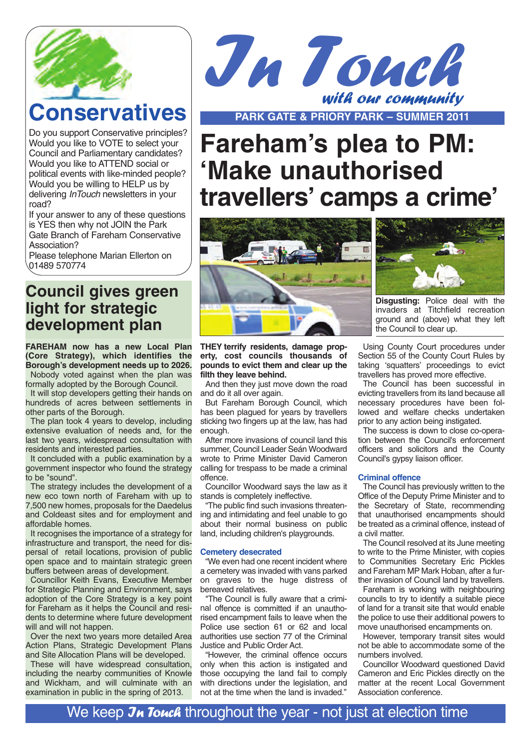# In Touch

*with our community*

**PARK GATE & PRIORY PARK – SUMMER 2011**

## Conservatives

Do you support Conservative principles? Would you like to VOTE to select your Council and Parliamentary candidates? Would you like to ATTEND social or political events with like-minded people? Would you be willing to HELP us by delivering *InTouch* newsletters in your road?

If your answer to any of these questions is YES then why not JOIN the Park Gate Branch of Fareham Conservative Association?

Please telephone Marian Ellerton on 01489 570774

# Fareham's plea to PM: 'Make unauthorised travellers' camps a crime'

**Disgusting:** Police deal with the invaders at Titchfield recreation ground and (above) what they left the Council to clear up.

**THEY terrify residents, damage property, cost councils thousands of pounds to evict them and clear up the filth they leave behind.**

And then they just move down the road and do it all over again.

But Fareham Borough Council, which has been plagued for years by travellers sticking two fingers up at the law, has had enough.

After more invasions of council land this summer, Council Leader Seán Woodward wrote to Prime Minister David Cameron calling for trespass to be made a criminal offence.

Councillor Woodward says the law as it stands is completely ineffective.

"The public find such invasions threatening and intimidating and feel unable to go about their normal business on public land, including children's playgrounds.

### Cemetery desecrated

"We even had one recent incident where a cemetery was invaded with vans parked on graves to the huge distress of bereaved relatives.

"The Council is fully aware that a criminal offence is committed if an unauthorised encampment fails to leave when the Police use section 61 or 62 and local authorities use section 77 of the Criminal Justice and Public Order Act.

"However, the criminal offence occurs only when this action is instigated and those occupying the land fail to comply with directions under the legislation, and not at the time when the land is invaded."

Using County Court procedures under Section 55 of the County Court Rules by taking 'squatters' proceedings to evict travellers has proved more effective.

The Council has been successful in evicting travellers from its land because all necessary procedures have been followed and welfare checks undertaken prior to any action being instigated.

The success is down to close co-operation between the Council's enforcement officers and solicitors and the County Council's gypsy liaison officer.

### Criminal offence

The Council has previously written to the Office of the Deputy Prime Minister and to the Secretary of State, recommending that unauthorised encampments should be treated as a criminal offence, instead of a civil matter.

The Council resolved at its June meeting to write to the Prime Minister, with copies to Communities Secretary Eric Pickles and Fareham MP Mark Hoban, after a further invasion of Council land by travellers.

Fareham is working with neighbouring councils to try to identify a suitable piece of land for a transit site that would enable the police to use their additional powers to move unauthorised encampments on.

However, temporary transit sites would not be able to accommodate some of the numbers involved.

Councillor Woodward questioned David Cameron and Eric Pickles directly on the matter at the recent Local Government Association conference.

## Council gives green light for strategic development plan

**FAREHAM now has a new Local Plan (Core Strategy), which identifies the Borough's development needs up to 2026.**

Nobody voted against when the plan was formally adopted by the Borough Council.

It will stop developers getting their hands on hundreds of acres between settlements in other parts of the Borough.

The plan took 4 years to develop, including extensive evaluation of needs and, for the last two years, widespread consultation with residents and interested parties.

It concluded with a public examination by a government inspector who found the strategy to be "sound".

The strategy includes the development of a new eco town north of Fareham with up to 7,500 new homes, proposals for the Daedelus and Coldeast sites and for employment and affordable homes.

It recognises the importance of a strategy for infrastructure and transport, the need for dispersal of retail locations, provision of public open space and to maintain strategic green buffers between areas of development.

Councillor Keith Evans, Executive Member for Strategic Planning and Environment, says adoption of the Core Strategy is a key point for Fareham as it helps the Council and residents to determine where future development will and will not happen.

Over the next two years more detailed Area Action Plans, Strategic Development Plans and Site Allocation Plans will be developed.

These will have widespread consultation, including the nearby communities of Knowle and Wickham, and will culminate with an examination in public in the spring of 2013.

We keep *In Touch* throughout the year - not just at election time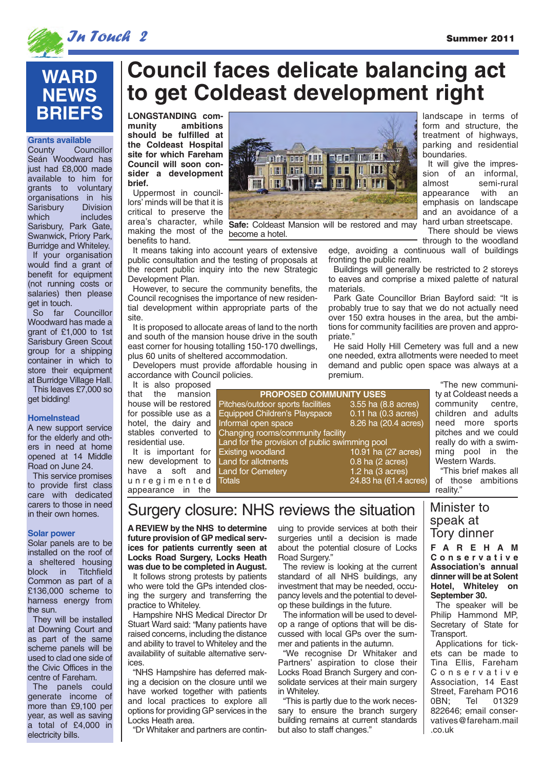# WARD NEWS BRIEFS

### Grants available

County Councillor Seán Woodward has just had £8,000 made available to him for grants to voluntary organisations in his Sarisbury Division which includes Sarisbury, Park Gate, Swanwick, Priory Park, Burridge and Whiteley.

If your organisation would find a grant of benefit for equipment (not running costs or salaries) then please get in touch.

So far Councillor Woodward has made a grant of £1,000 to 1st Sarisbury Green Scout group for a shipping container in which to store their equipment at Burridge Village Hall.

This leaves £7,000 so get bidding!

### HomeInstead

A new support service for the elderly and others in need at home opened at 14 Middle Road on June 24.

This service promises to provide first class care with dedicated carers to those in need in their own homes.

### Solar power

Solar panels are to be installed on the roof of a sheltered housing block in Titchfield Common as part of a £136,000 scheme to harness energy from the sun.

They will be installed at Downing Court and as part of the same scheme panels will be used to clad one side of the Civic Offices in the centre of Fareham.

The panels could generate income of more than £9,100 per year, as well as saving a total of £4,000 in electricity bills.

# Council faces delicate balancing act to get Coldeast development right

**LONGSTANDING community ambitions should be fulfilled at the Coldeast Hospital site for which Fareham Council will soon consider a development brief.**

Uppermost in councillors' minds will be that it is critical to preserve the area's character, while making the most of the benefits to hand.

**Safe:** Coldeast Mansion will be restored and may become a hotel.

It means taking into account years of extensive public consultation and the testing of proposals at the recent public inquiry into the new Strategic Development Plan.

However, to secure the community benefits, the Council recognises the importance of new residential development within appropriate parts of the site.

It is proposed to allocate areas of land to the north and south of the mansion house drive in the south east corner for housing totalling 150-170 dwellings, plus 60 units of sheltered accommodation.

Developers must provide affordable housing in accordance with Council policies.

It is also proposed that the mansion house will be restored for possible use as a hotel, the dairy and stables converted to residential use.

It is important for new development to have a soft and unregimented appearance in the landscape in terms of form and structure, the treatment of highways, parking and residential boundaries.

It will give the impression of an informal, almost semi-rural appearance with an emphasis on landscape and an avoidance of a hard urban streetscape.

There should be views through to the woodland edge, avoiding a continuous wall of buildings fronting the public realm.

Buildings will generally be restricted to 2 storeys to eaves and comprise a mixed palette of natural materials.

Park Gate Councillor Brian Bayford said: "It is probably true to say that we do not actually need over 150 extra houses in the area, but the ambitions for community facilities are proven and appropriate."

He said Holly Hill Cemetery was full and a new one needed, extra allotments were needed to meet demand and public open space was always at a premium.

"The new community at Coldeast needs a community centre, children and adults need more sports pitches and we could really do with a swimming pool in the Western Wards.

"This brief makes all of those ambitions reality."

| PROPOSED COMMUNITY USES | |
|---|---|
| Pitches/outdoor sports facilities | 3.55 ha (8.8 acres) |
| Equipped Children's Playspace | 0.11 ha (0.3 acres) |
| Informal open space | 8.26 ha (20.4 acres) |
| Changing rooms/community facility | |
| Land for the provision of public swimming pool | |
| Existing woodland | 10.91 ha (27 acres) |
| Land for allotments | 0.8 ha (2 acres) |
| Land for Cemetery | 1.2 ha (3 acres) |
| Totals | 24.83 ha (61.4 acres) |

# Surgery closure: NHS reviews the situation

**A REVIEW by the NHS to determine future provision of GP medical services for patients currently seen at Locks Road Surgery, Locks Heath was due to be completed in August.**

It follows strong protests by patients who were told the GPs intended closing the surgery and transferring the practice to Whiteley.

Hampshire NHS Medical Director Dr Stuart Ward said: "Many patients have raised concerns, including the distance and ability to travel to Whiteley and the availability of suitable alternative services.

"NHS Hampshire has deferred making a decision on the closure until we have worked together with patients and local practices to explore all options for providing GP services in the Locks Heath area.

"Dr Whitaker and partners are continuing to provide services at both their surgeries until a decision is made about the potential closure of Locks Road Surgery."

The review is looking at the current standard of all NHS buildings, any investment that may be needed, occupancy levels and the potential to develop these buildings in the future.

The information will be used to develop a range of options that will be discussed with local GPs over the summer and patients in the autumn.

"We recognise Dr Whitaker and Partners' aspiration to close their Locks Road Branch Surgery and consolidate services at their main surgery in Whiteley.

"This is partly due to the work necessary to ensure the branch surgery building remains at current standards but also to staff changes."

# Minister to speak at Tory dinner

**FAREHAM Conservative Association's annual dinner will be at Solent Hotel, Whiteley on September 30.**

The speaker will be Philip Hammond MP, Secretary of State for Transport.

Applications for tickets can be made to Tina Ellis, Fareham Conservative Association, 14 East Street, Fareham PO16 0BN; Tel 01329 822646; email conservatives@fareham.mail.co.uk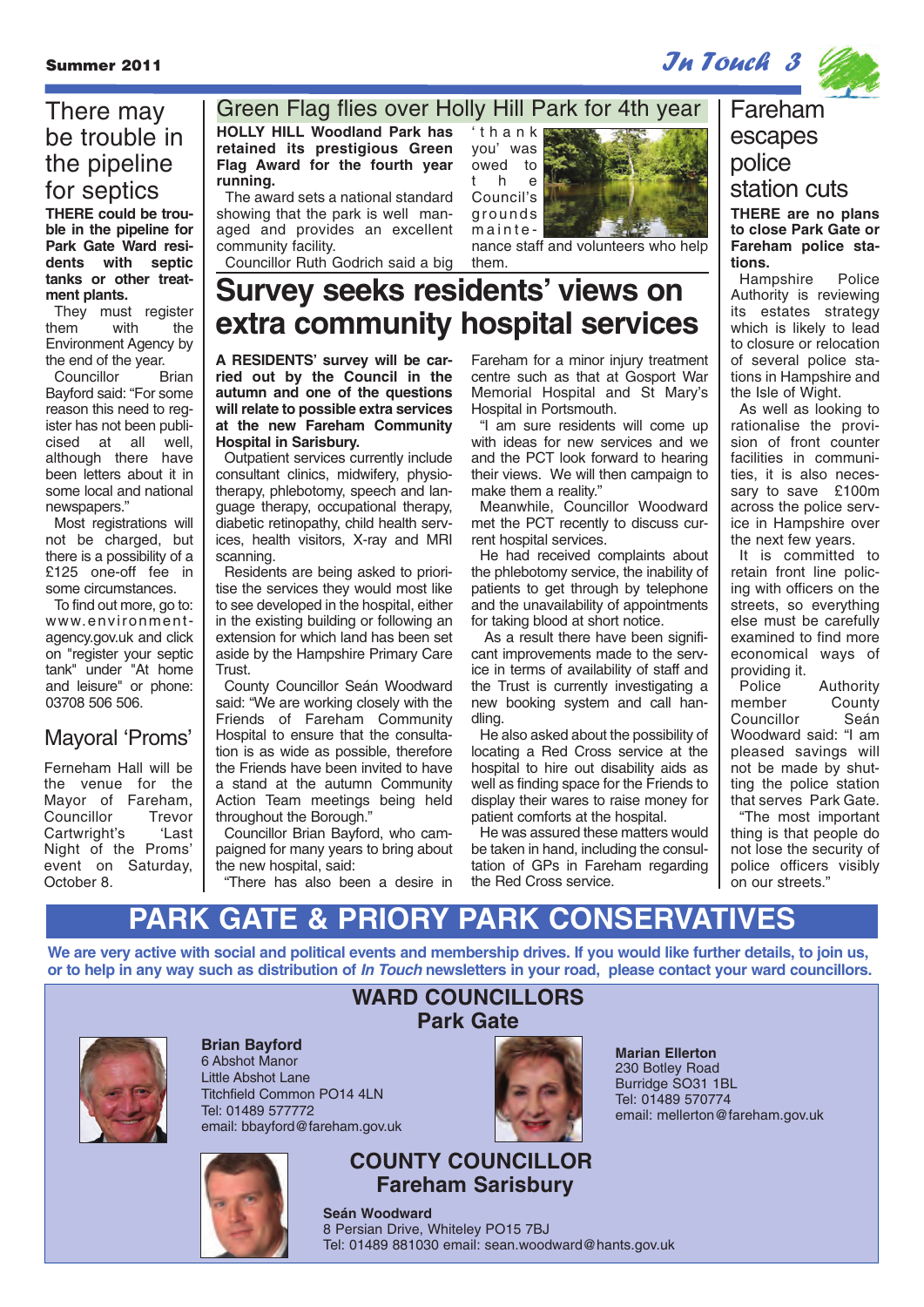## There may be trouble in the pipeline for septics

**THERE could be trouble in the pipeline for Park Gate Ward residents with septic tanks or other treatment plants.**

They must register them with the Environment Agency by the end of the year.

Councillor Brian Bayford said: "For some reason this need to register has not been publicised at all well, although there have been letters about it in some local and national newspapers."

Most registrations will not be charged, but there is a possibility of a £125 one-off fee in some circumstances.

To find out more, go to: www.environment-agency.gov.uk and click on "register your septic tank" under "At home and leisure" or phone: 03708 506 506.

## Mayoral 'Proms'

Ferneham Hall will be the venue for the Mayor of Fareham, Councillor Trevor Cartwright's 'Last Night of the Proms' event on Saturday, October 8.

## Green Flag flies over Holly Hill Park for 4th year

**HOLLY HILL Woodland Park has retained its prestigious Green Flag Award for the fourth year running.**

The award sets a national standard showing that the park is well managed and provides an excellent community facility.

Councillor Ruth Godrich said a big 'thank you' was owed to the Council's grounds maintenance staff and volunteers who help them.

# Survey seeks residents' views on extra community hospital services

**A RESIDENTS' survey will be carried out by the Council in the autumn and one of the questions will relate to possible extra services at the new Fareham Community Hospital in Sarisbury.**

Outpatient services currently include consultant clinics, midwifery, physiotherapy, phlebotomy, speech and language therapy, occupational therapy, diabetic retinopathy, child health services, health visitors, X-ray and MRI scanning.

Residents are being asked to prioritise the services they would most like to see developed in the hospital, either in the existing building or following an extension for which land has been set aside by the Hampshire Primary Care Trust.

County Councillor Seán Woodward said: "We are working closely with the Friends of Fareham Community Hospital to ensure that the consultation is as wide as possible, therefore the Friends have been invited to have a stand at the autumn Community Action Team meetings being held throughout the Borough."

Councillor Brian Bayford, who campaigned for many years to bring about the new hospital, said:

"There has also been a desire in Fareham for a minor injury treatment centre such as that at Gosport War Memorial Hospital and St Mary's Hospital in Portsmouth.

"I am sure residents will come up with ideas for new services and we and the PCT look forward to hearing their views. We will then campaign to make them a reality."

Meanwhile, Councillor Woodward met the PCT recently to discuss current hospital services.

He had received complaints about the phlebotomy service, the inability of patients to get through by telephone and the unavailability of appointments for taking blood at short notice.

As a result there have been significant improvements made to the service in terms of availability of staff and the Trust is currently investigating a new booking system and call handling.

He also asked about the possibility of locating a Red Cross service at the hospital to hire out disability aids as well as finding space for the Friends to display their wares to raise money for patient comforts at the hospital.

He was assured these matters would be taken in hand, including the consultation of GPs in Fareham regarding the Red Cross service.

## Fareham escapes police station cuts

**THERE are no plans to close Park Gate or Fareham police stations.**

Hampshire Police Authority is reviewing its estates strategy which is likely to lead to closure or relocation of several police stations in Hampshire and the Isle of Wight.

As well as looking to rationalise the provision of front counter facilities in communities, it is also necessary to save £100m across the police service in Hampshire over the next few years.

It is committed to retain front line policing with officers on the streets, so everything else must be carefully examined to find more economical ways of providing it.

Police Authority member County Councillor Seán Woodward said: "I am pleased savings will not be made by shutting the police station that serves Park Gate.

"The most important thing is that people do not lose the security of police officers visibly on our streets."

# PARK GATE & PRIORY PARK CONSERVATIVES

**We are very active with social and political events and membership drives. If you would like further details, to join us, or to help in any way such as distribution of *In Touch* newsletters in your road, please contact your ward councillors.**

## WARD COUNCILLORS
## Park Gate

**Brian Bayford**
6 Abshot Manor
Little Abshot Lane
Titchfield Common PO14 4LN
Tel: 01489 577772
email: bbayford@fareham.gov.uk

**Marian Ellerton**
230 Botley Road
Burridge SO31 1BL
Tel: 01489 570774
email: mellerton@fareham.gov.uk

## COUNTY COUNCILLOR
## Fareham Sarisbury

**Seán Woodward**
8 Persian Drive, Whiteley PO15 7BJ
Tel: 01489 881030 email: sean.woodward@hants.gov.uk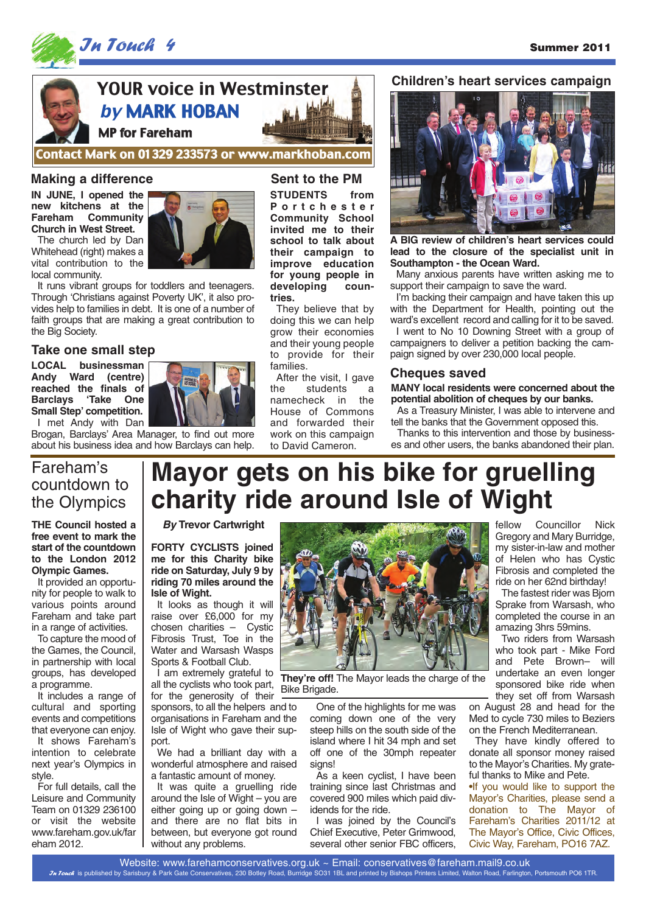# YOUR voice in Westminster

## *by* MARK HOBAN

**MP for Fareham**

**Contact Mark on 01329 233573 or www.markhoban.com**

### Making a difference

**IN JUNE, I opened the new kitchens at the Fareham Community Church in West Street.**

The church led by Dan Whitehead (right) makes a vital contribution to the local community.

It runs vibrant groups for toddlers and teenagers. Through 'Christians against Poverty UK', it also provides help to families in debt. It is one of a number of faith groups that are making a great contribution to the Big Society.

### Take one small step

**LOCAL businessman Andy Ward (centre) reached the finals of Barclays 'Take One Small Step' competition.**

I met Andy with Dan Brogan, Barclays' Area Manager, to find out more about his business idea and how Barclays can help.

### Sent to the PM

**STUDENTS from Portchester Community School invited me to their school to talk about their campaign to improve education for young people in developing countries.**

They believe that by doing this we can help grow their economies and their young people to provide for their families.

After the visit, I gave the students a namecheck in the House of Commons and forwarded their work on this campaign to David Cameron.

### Children's heart services campaign

**A BIG review of children's heart services could lead to the closure of the specialist unit in Southampton - the Ocean Ward.**

Many anxious parents have written asking me to support their campaign to save the ward.

I'm backing their campaign and have taken this up with the Department for Health, pointing out the ward's excellent record and calling for it to be saved.

I went to No 10 Downing Street with a group of campaigners to deliver a petition backing the campaign signed by over 230,000 local people.

### Cheques saved

**MANY local residents were concerned about the potential abolition of cheques by our banks.**

As a Treasury Minister, I was able to intervene and tell the banks that the Government opposed this.

Thanks to this intervention and those by businesses and other users, the banks abandoned their plan.

## Fareham's countdown to the Olympics

**THE Council hosted a free event to mark the start of the countdown to the London 2012 Olympic Games.**

It provided an opportunity for people to walk to various points around Fareham and take part in a range of activities.

To capture the mood of the Games, the Council, in partnership with local groups, has developed a programme.

It includes a range of cultural and sporting events and competitions that everyone can enjoy.

It shows Fareham's intention to celebrate next year's Olympics in style.

For full details, call the Leisure and Community Team on 01329 236100 or visit the website www.fareham.gov.uk/fareham 2012.

# Mayor gets on his bike for gruelling charity ride around Isle of Wight

***By* Trevor Cartwright**

**FORTY CYCLISTS joined me for this Charity bike ride on Saturday, July 9 by riding 70 miles around the Isle of Wight.**

It looks as though it will raise over £6,000 for my chosen charities – Cystic Fibrosis Trust, Toe in the Water and Warsash Wasps Sports & Football Club.

I am extremely grateful to all the cyclists who took part, for the generosity of their sponsors, to all the helpers and to organisations in Fareham and the Isle of Wight who gave their support.

We had a brilliant day with a wonderful atmosphere and raised a fantastic amount of money.

It was quite a gruelling ride around the Isle of Wight – you are either going up or going down – and there are no flat bits in between, but everyone got round without any problems.

**They're off!** The Mayor leads the charge of the Bike Brigade.

One of the highlights for me was coming down one of the very steep hills on the south side of the island where I hit 34 mph and set off one of the 30mph repeater signs!

As a keen cyclist, I have been training since last Christmas and covered 900 miles which paid dividends for the ride.

I was joined by the Council's Chief Executive, Peter Grimwood, several other senior FBC officers, fellow Councillor Nick Gregory and Mary Burridge, my sister-in-law and mother of Helen who has Cystic Fibrosis and completed the ride on her 62nd birthday!

The fastest rider was Bjorn Sprake from Warsash, who completed the course in an amazing 3hrs 59mins.

Two riders from Warsash who took part - Mike Ford and Pete Brown– will undertake an even longer sponsored bike ride when they set off from Warsash on August 28 and head for the Med to cycle 730 miles to Beziers on the French Mediterranean.

They have kindly offered to donate all sponsor money raised to the Mayor's Charities. My grateful thanks to Mike and Pete.

•If you would like to support the Mayor's Charities, please send a donation to The Mayor of Fareham's Charities 2011/12 at The Mayor's Office, Civic Offices, Civic Way, Fareham, PO16 7AZ.

Website: www.farehamconservatives.org.uk ~ Email: conservatives@fareham.mail9.co.uk

*In Touch* is published by Sarisbury & Park Gate Conservatives, 230 Botley Road, Burridge SO31 1BL and printed by Bishops Printers Limited, Walton Road, Farlington, Portsmouth PO6 1TR.